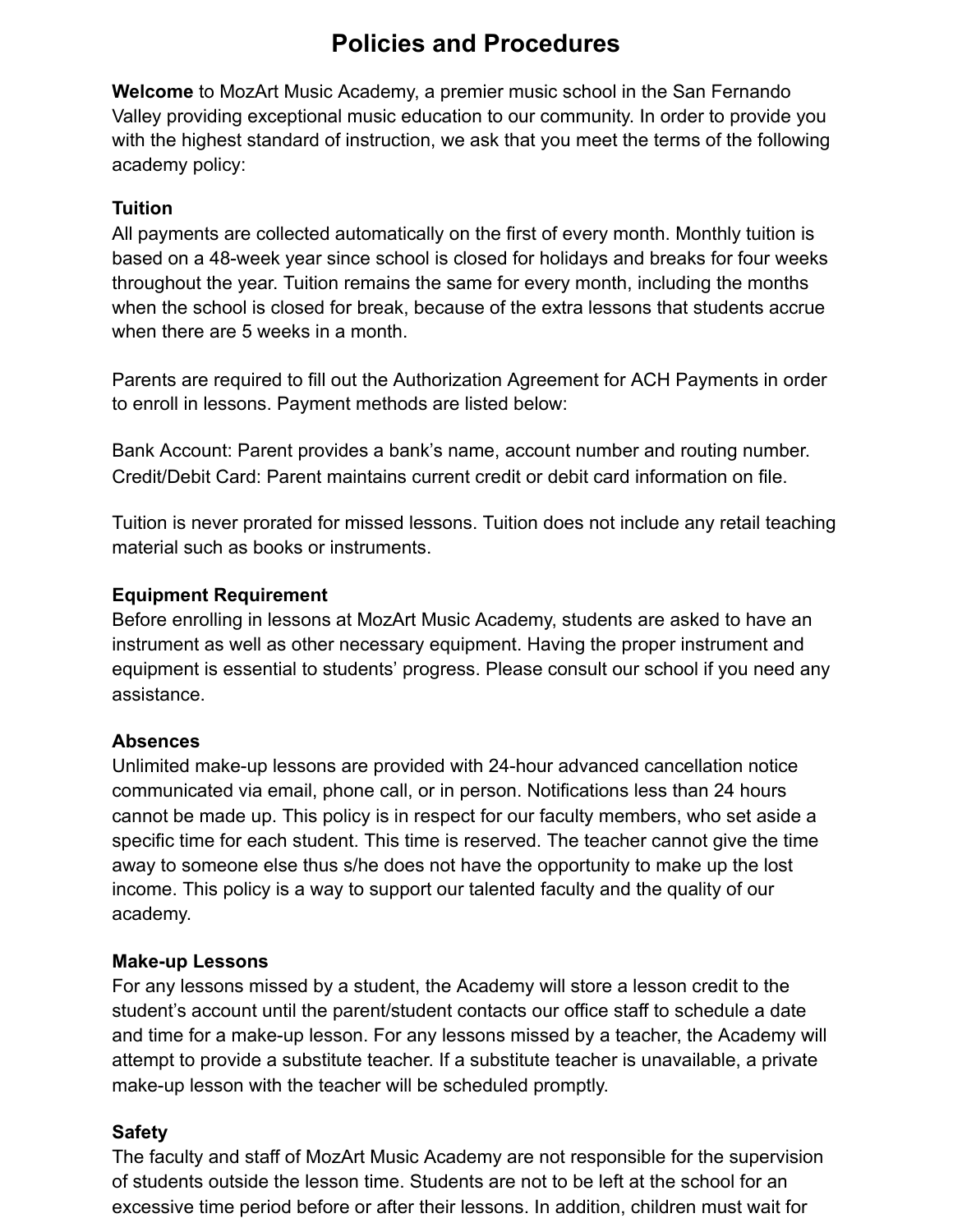# Policies and Procedures

**Welcome** to MozArt Music Academy, a premier music school in the San Fernando Valley providing exceptional music education to our community. In order to provide you with the highest standard of instruction, we ask that you meet the terms of the following academy policy:

**Tuition**

All payments are collected automatically on the first of every month. Monthly tuition is based on a 48-week year since school is closed for holidays and breaks for four weeks throughout the year. Tuition remains the same for every month, including the months when the school is closed for break, because of the extra lessons that students accrue when there are 5 weeks in a month.

Parents are required to fill out the Authorization Agreement for ACH Payments in order to enroll in lessons. Payment methods are listed below:

Bank Account: Parent provides a bank's name, account number and routing number.
Credit/Debit Card: Parent maintains current credit or debit card information on file.

Tuition is never prorated for missed lessons. Tuition does not include any retail teaching material such as books or instruments.

**Equipment Requirement**

Before enrolling in lessons at MozArt Music Academy, students are asked to have an instrument as well as other necessary equipment. Having the proper instrument and equipment is essential to students' progress. Please consult our school if you need any assistance.

**Absences**

Unlimited make-up lessons are provided with 24-hour advanced cancellation notice communicated via email, phone call, or in person. Notifications less than 24 hours cannot be made up. This policy is in respect for our faculty members, who set aside a specific time for each student. This time is reserved. The teacher cannot give the time away to someone else thus s/he does not have the opportunity to make up the lost income. This policy is a way to support our talented faculty and the quality of our academy.

**Make-up Lessons**

For any lessons missed by a student, the Academy will store a lesson credit to the student's account until the parent/student contacts our office staff to schedule a date and time for a make-up lesson. For any lessons missed by a teacher, the Academy will attempt to provide a substitute teacher. If a substitute teacher is unavailable, a private make-up lesson with the teacher will be scheduled promptly.

**Safety**

The faculty and staff of MozArt Music Academy are not responsible for the supervision of students outside the lesson time. Students are not to be left at the school for an excessive time period before or after their lessons. In addition, children must wait for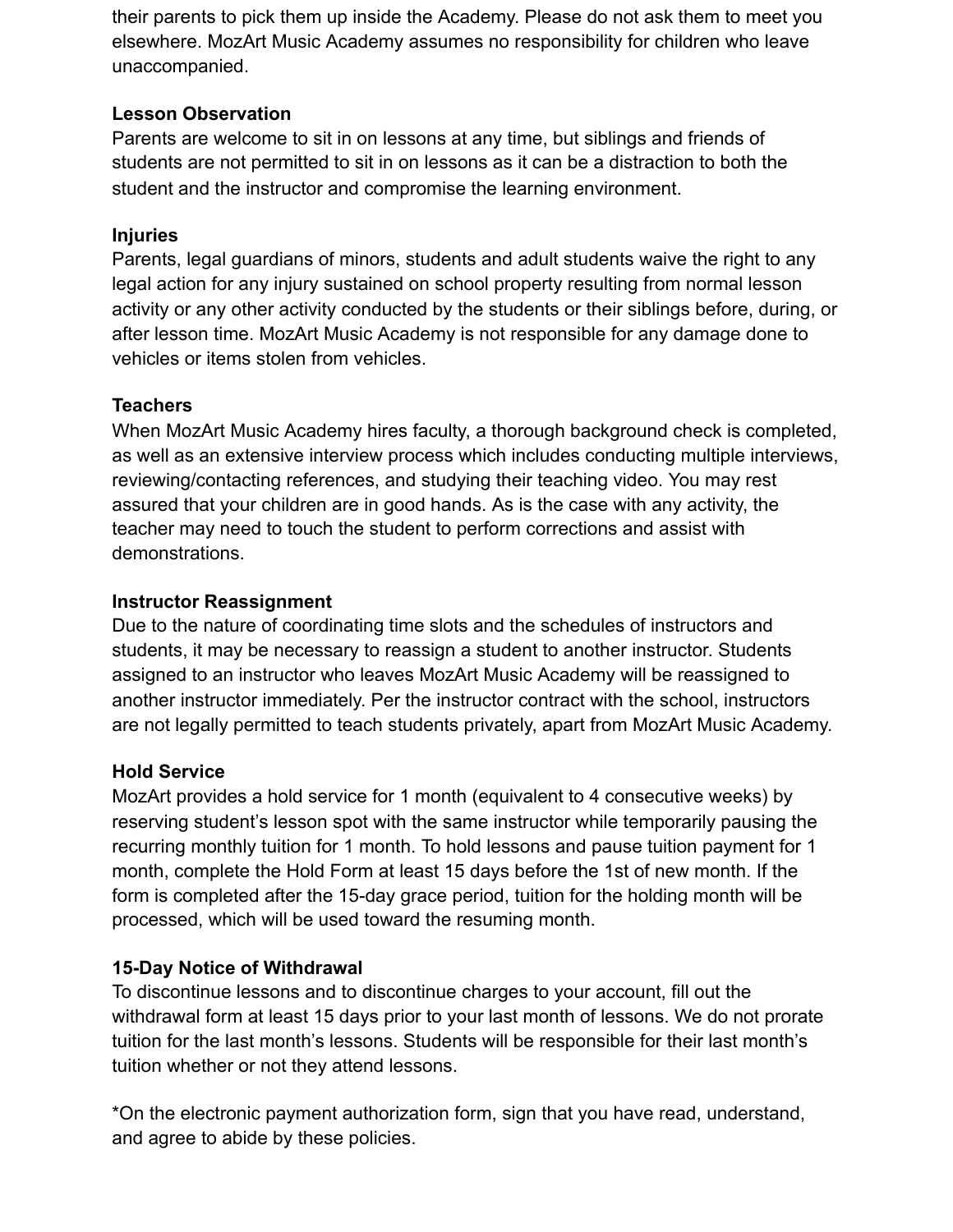their parents to pick them up inside the Academy. Please do not ask them to meet you elsewhere. MozArt Music Academy assumes no responsibility for children who leave unaccompanied.

**Lesson Observation**
Parents are welcome to sit in on lessons at any time, but siblings and friends of students are not permitted to sit in on lessons as it can be a distraction to both the student and the instructor and compromise the learning environment.

**Injuries**
Parents, legal guardians of minors, students and adult students waive the right to any legal action for any injury sustained on school property resulting from normal lesson activity or any other activity conducted by the students or their siblings before, during, or after lesson time. MozArt Music Academy is not responsible for any damage done to vehicles or items stolen from vehicles.

**Teachers**
When MozArt Music Academy hires faculty, a thorough background check is completed, as well as an extensive interview process which includes conducting multiple interviews, reviewing/contacting references, and studying their teaching video. You may rest assured that your children are in good hands. As is the case with any activity, the teacher may need to touch the student to perform corrections and assist with demonstrations.

**Instructor Reassignment**
Due to the nature of coordinating time slots and the schedules of instructors and students, it may be necessary to reassign a student to another instructor. Students assigned to an instructor who leaves MozArt Music Academy will be reassigned to another instructor immediately. Per the instructor contract with the school, instructors are not legally permitted to teach students privately, apart from MozArt Music Academy.

**Hold Service**
MozArt provides a hold service for 1 month (equivalent to 4 consecutive weeks) by reserving student's lesson spot with the same instructor while temporarily pausing the recurring monthly tuition for 1 month. To hold lessons and pause tuition payment for 1 month, complete the Hold Form at least 15 days before the 1st of new month. If the form is completed after the 15-day grace period, tuition for the holding month will be processed, which will be used toward the resuming month.

**15-Day Notice of Withdrawal**
To discontinue lessons and to discontinue charges to your account, fill out the withdrawal form at least 15 days prior to your last month of lessons. We do not prorate tuition for the last month's lessons. Students will be responsible for their last month's tuition whether or not they attend lessons.

*On the electronic payment authorization form, sign that you have read, understand, and agree to abide by these policies.